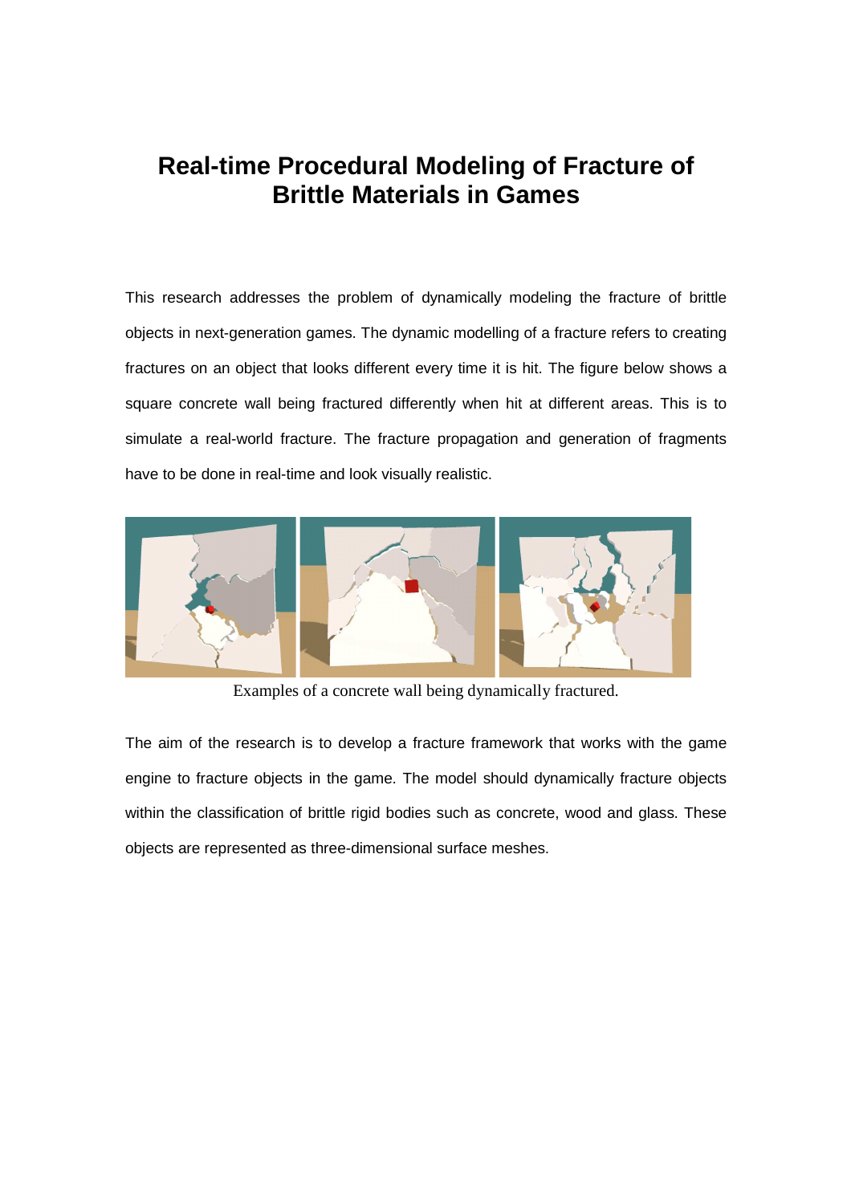# Real-time Procedural Modeling of Fracture of Brittle Materials in Games

This research addresses the problem of dynamically modeling the fracture of brittle objects in next-generation games. The dynamic modelling of a fracture refers to creating fractures on an object that looks different every time it is hit. The figure below shows a square concrete wall being fractured differently when hit at different areas. This is to simulate a real-world fracture. The fracture propagation and generation of fragments have to be done in real-time and look visually realistic.

Examples of a concrete wall being dynamically fractured.

The aim of the research is to develop a fracture framework that works with the game engine to fracture objects in the game. The model should dynamically fracture objects within the classification of brittle rigid bodies such as concrete, wood and glass. These objects are represented as three-dimensional surface meshes.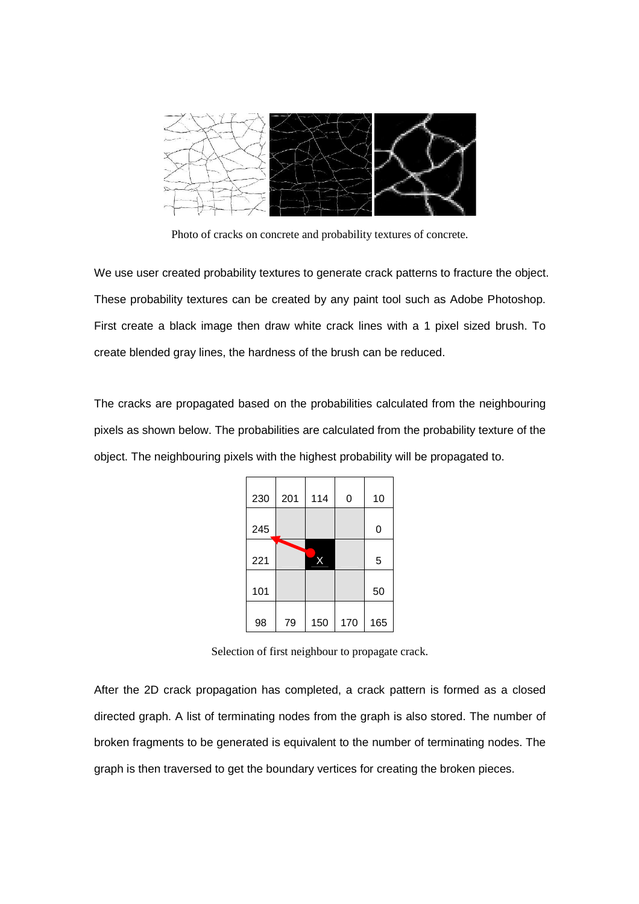Photo of cracks on concrete and probability textures of concrete.

We use user created probability textures to generate crack patterns to fracture the object. These probability textures can be created by any paint tool such as Adobe Photoshop. First create a black image then draw white crack lines with a 1 pixel sized brush. To create blended gray lines, the hardness of the brush can be reduced.

The cracks are propagated based on the probabilities calculated from the neighbouring pixels as shown below. The probabilities are calculated from the probability texture of the object. The neighbouring pixels with the highest probability will be propagated to.

| 230 | 201 | 114 | 0 | 10 |
|---|---|---|---|---|
| 245 | | | | 0 |
| 221 | | X | | 5 |
| 101 | | | | 50 |
| 98 | 79 | 150 | 170 | 165 |

Selection of first neighbour to propagate crack.

After the 2D crack propagation has completed, a crack pattern is formed as a closed directed graph. A list of terminating nodes from the graph is also stored. The number of broken fragments to be generated is equivalent to the number of terminating nodes. The graph is then traversed to get the boundary vertices for creating the broken pieces.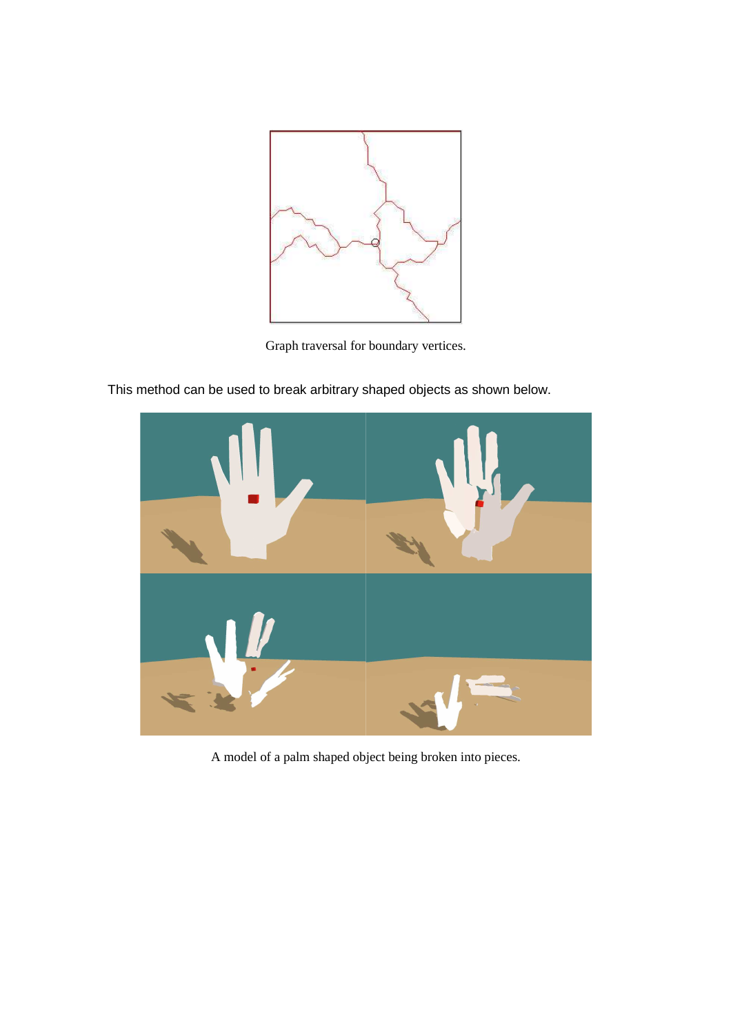Graph traversal for boundary vertices.

This method can be used to break arbitrary shaped objects as shown below.

A model of a palm shaped object being broken into pieces.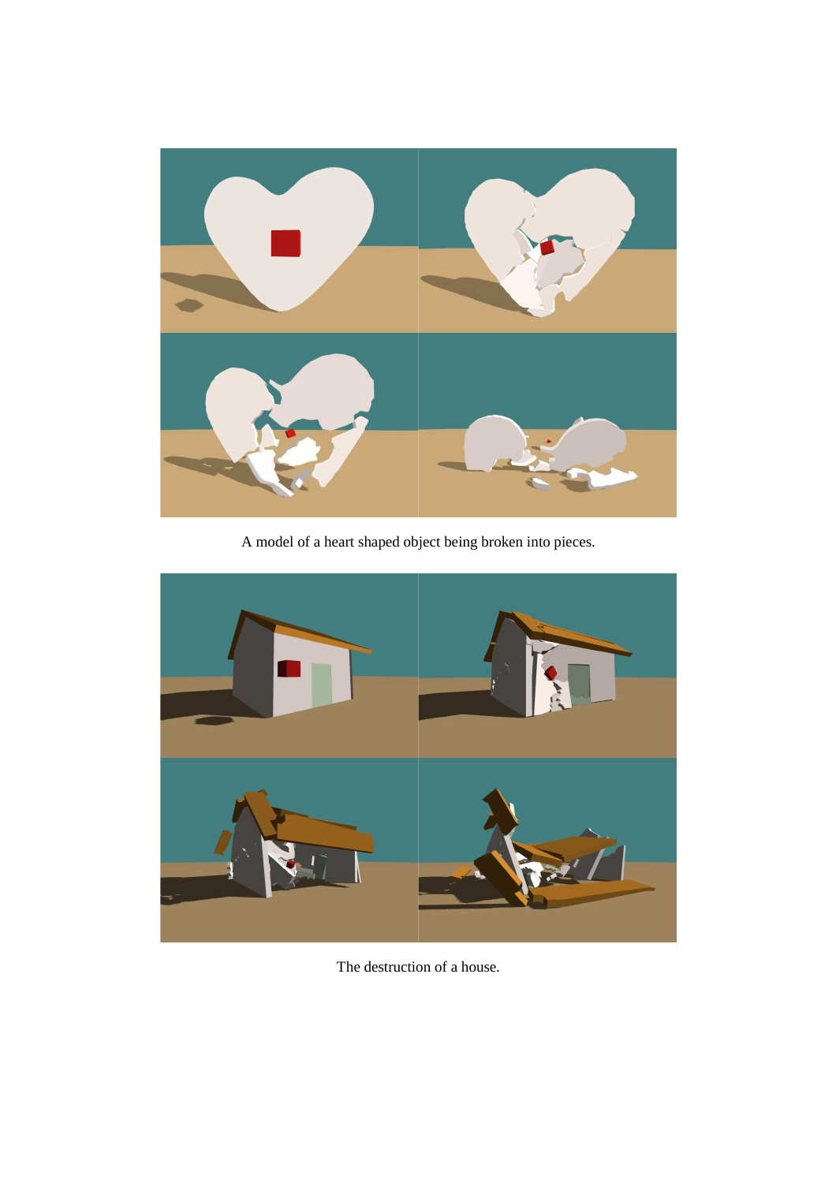A model of a heart shaped object being broken into pieces.

The destruction of a house.